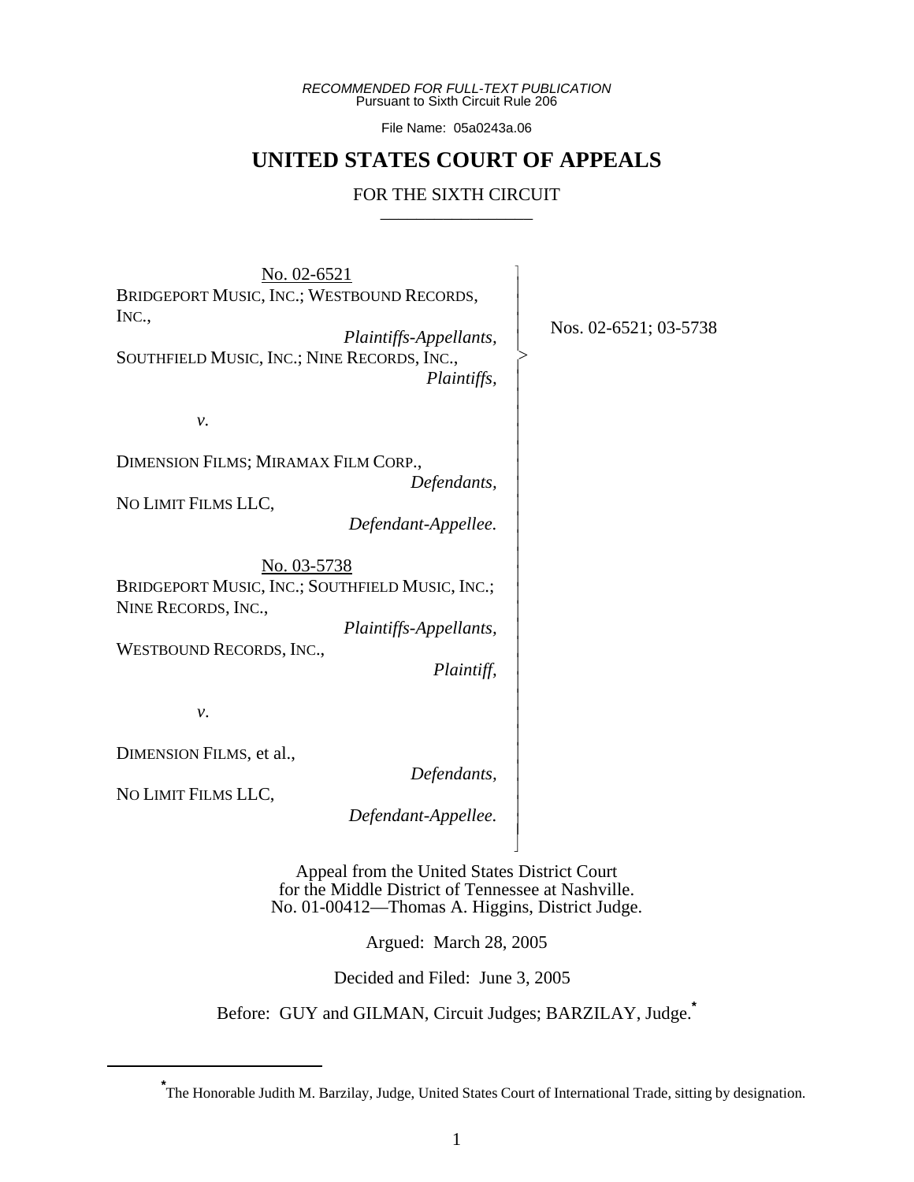*RECOMMENDED FOR FULL-TEXT PUBLICATION*
Pursuant to Sixth Circuit Rule 206

File Name: 05a0243a.06

# UNITED STATES COURT OF APPEALS

## FOR THE SIXTH CIRCUIT

---

No. 02-6521

BRIDGEPORT MUSIC, INC.; WESTBOUND RECORDS, INC.,
*Plaintiffs-Appellants,*

SOUTHFIELD MUSIC, INC.; NINE RECORDS, INC.,
*Plaintiffs,*

*v.*

DIMENSION FILMS; MIRAMAX FILM CORP.,
*Defendants,*

NO LIMIT FILMS LLC,
*Defendant-Appellee.*

No. 03-5738

BRIDGEPORT MUSIC, INC.; SOUTHFIELD MUSIC, INC.; NINE RECORDS, INC.,
*Plaintiffs-Appellants,*

WESTBOUND RECORDS, INC.,
*Plaintiff,*

*v.*

DIMENSION FILMS, et al.,
*Defendants,*

NO LIMIT FILMS LLC,
*Defendant-Appellee.*

Nos. 02-6521; 03-5738

Appeal from the United States District Court
for the Middle District of Tennessee at Nashville.
No. 01-00412—Thomas A. Higgins, District Judge.

Argued: March 28, 2005

Decided and Filed: June 3, 2005

Before: GUY and GILMAN, Circuit Judges; BARZILAY, Judge.*

---

*The Honorable Judith M. Barzilay, Judge, United States Court of International Trade, sitting by designation.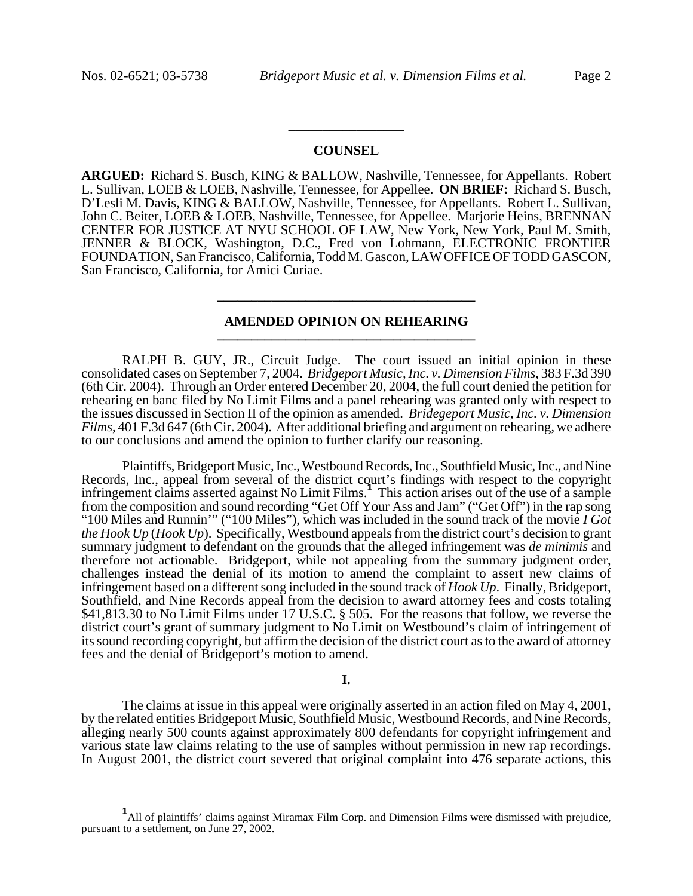## COUNSEL

**ARGUED:** Richard S. Busch, KING & BALLOW, Nashville, Tennessee, for Appellants. Robert L. Sullivan, LOEB & LOEB, Nashville, Tennessee, for Appellee. **ON BRIEF:** Richard S. Busch, D'Lesli M. Davis, KING & BALLOW, Nashville, Tennessee, for Appellants. Robert L. Sullivan, John C. Beiter, LOEB & LOEB, Nashville, Tennessee, for Appellee. Marjorie Heins, BRENNAN CENTER FOR JUSTICE AT NYU SCHOOL OF LAW, New York, New York, Paul M. Smith, JENNER & BLOCK, Washington, D.C., Fred von Lohmann, ELECTRONIC FRONTIER FOUNDATION, San Francisco, California, Todd M. Gascon, LAW OFFICE OF TODD GASCON, San Francisco, California, for Amici Curiae.

## AMENDED OPINION ON REHEARING

RALPH B. GUY, JR., Circuit Judge. The court issued an initial opinion in these consolidated cases on September 7, 2004. *Bridgeport Music, Inc. v. Dimension Films*, 383 F.3d 390 (6th Cir. 2004). Through an Order entered December 20, 2004, the full court denied the petition for rehearing en banc filed by No Limit Films and a panel rehearing was granted only with respect to the issues discussed in Section II of the opinion as amended. *Bridegeport Music, Inc. v. Dimension Films*, 401 F.3d 647 (6th Cir. 2004). After additional briefing and argument on rehearing, we adhere to our conclusions and amend the opinion to further clarify our reasoning.

Plaintiffs, Bridgeport Music, Inc., Westbound Records, Inc., Southfield Music, Inc., and Nine Records, Inc., appeal from several of the district court's findings with respect to the copyright infringement claims asserted against No Limit Films.[1] This action arises out of the use of a sample from the composition and sound recording "Get Off Your Ass and Jam" ("Get Off") in the rap song "100 Miles and Runnin'" ("100 Miles"), which was included in the sound track of the movie *I Got the Hook Up* (*Hook Up*). Specifically, Westbound appeals from the district court's decision to grant summary judgment to defendant on the grounds that the alleged infringement was *de minimis* and therefore not actionable. Bridgeport, while not appealing from the summary judgment order, challenges instead the denial of its motion to amend the complaint to assert new claims of infringement based on a different song included in the sound track of *Hook Up*. Finally, Bridgeport, Southfield, and Nine Records appeal from the decision to award attorney fees and costs totaling $41,813.30 to No Limit Films under 17 U.S.C. § 505. For the reasons that follow, we reverse the district court's grant of summary judgment to No Limit on Westbound's claim of infringement of its sound recording copyright, but affirm the decision of the district court as to the award of attorney fees and the denial of Bridgeport's motion to amend.

## I.

The claims at issue in this appeal were originally asserted in an action filed on May 4, 2001, by the related entities Bridgeport Music, Southfield Music, Westbound Records, and Nine Records, alleging nearly 500 counts against approximately 800 defendants for copyright infringement and various state law claims relating to the use of samples without permission in new rap recordings. In August 2001, the district court severed that original complaint into 476 separate actions, this

---

[1] All of plaintiffs' claims against Miramax Film Corp. and Dimension Films were dismissed with prejudice, pursuant to a settlement, on June 27, 2002.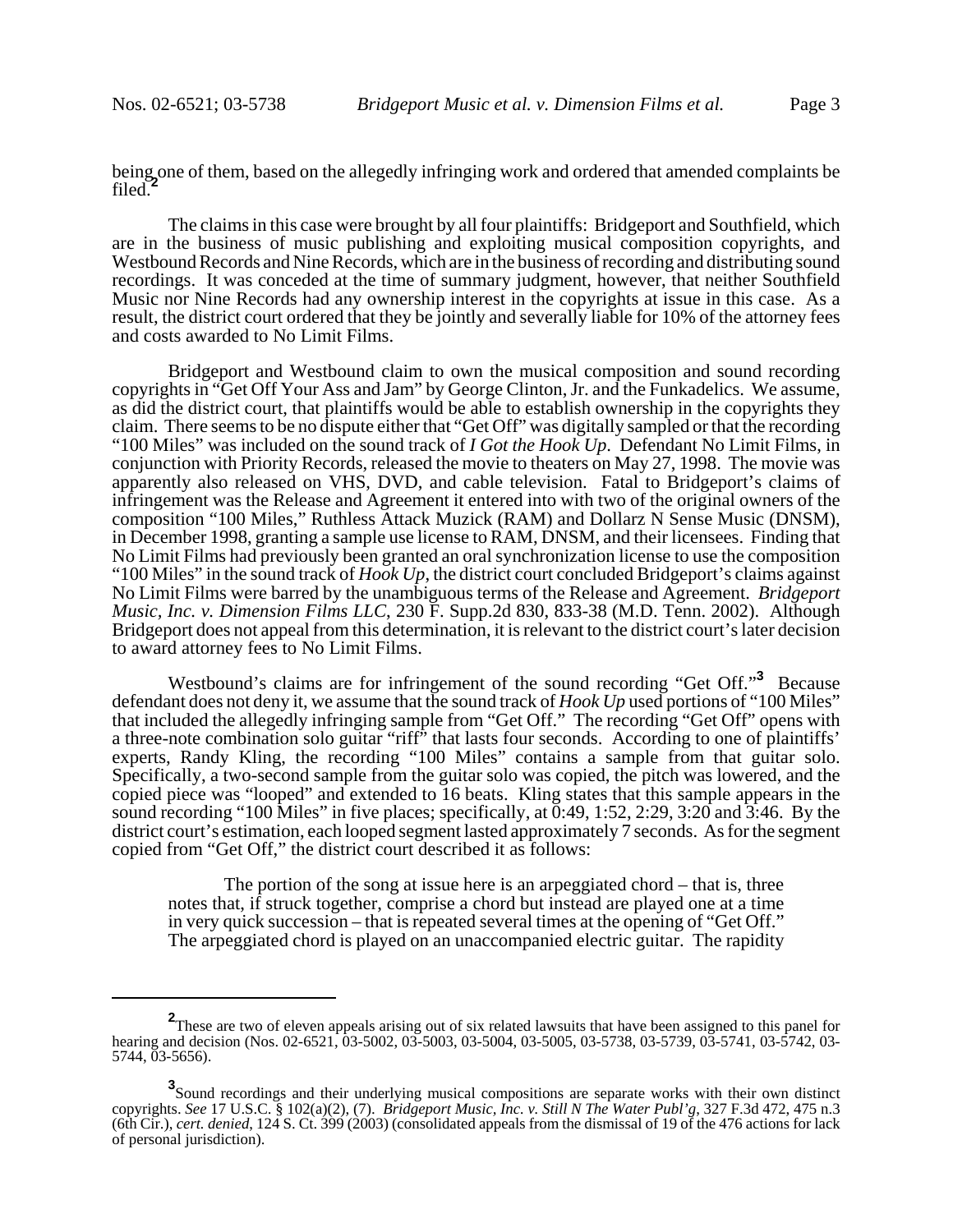being one of them, based on the allegedly infringing work and ordered that amended complaints be filed.[2]

The claims in this case were brought by all four plaintiffs: Bridgeport and Southfield, which are in the business of music publishing and exploiting musical composition copyrights, and Westbound Records and Nine Records, which are in the business of recording and distributing sound recordings. It was conceded at the time of summary judgment, however, that neither Southfield Music nor Nine Records had any ownership interest in the copyrights at issue in this case. As a result, the district court ordered that they be jointly and severally liable for 10% of the attorney fees and costs awarded to No Limit Films.

Bridgeport and Westbound claim to own the musical composition and sound recording copyrights in "Get Off Your Ass and Jam" by George Clinton, Jr. and the Funkadelics. We assume, as did the district court, that plaintiffs would be able to establish ownership in the copyrights they claim. There seems to be no dispute either that "Get Off" was digitally sampled or that the recording "100 Miles" was included on the sound track of *I Got the Hook Up*. Defendant No Limit Films, in conjunction with Priority Records, released the movie to theaters on May 27, 1998. The movie was apparently also released on VHS, DVD, and cable television. Fatal to Bridgeport's claims of infringement was the Release and Agreement it entered into with two of the original owners of the composition "100 Miles," Ruthless Attack Muzick (RAM) and Dollarz N Sense Music (DNSM), in December 1998, granting a sample use license to RAM, DNSM, and their licensees. Finding that No Limit Films had previously been granted an oral synchronization license to use the composition "100 Miles" in the sound track of *Hook Up*, the district court concluded Bridgeport's claims against No Limit Films were barred by the unambiguous terms of the Release and Agreement. *Bridgeport Music, Inc. v. Dimension Films LLC*, 230 F. Supp.2d 830, 833-38 (M.D. Tenn. 2002). Although Bridgeport does not appeal from this determination, it is relevant to the district court's later decision to award attorney fees to No Limit Films.

Westbound's claims are for infringement of the sound recording "Get Off."[3] Because defendant does not deny it, we assume that the sound track of *Hook Up* used portions of "100 Miles" that included the allegedly infringing sample from "Get Off." The recording "Get Off" opens with a three-note combination solo guitar "riff" that lasts four seconds. According to one of plaintiffs' experts, Randy Kling, the recording "100 Miles" contains a sample from that guitar solo. Specifically, a two-second sample from the guitar solo was copied, the pitch was lowered, and the copied piece was "looped" and extended to 16 beats. Kling states that this sample appears in the sound recording "100 Miles" in five places; specifically, at 0:49, 1:52, 2:29, 3:20 and 3:46. By the district court's estimation, each looped segment lasted approximately 7 seconds. As for the segment copied from "Get Off," the district court described it as follows:

> The portion of the song at issue here is an arpeggiated chord – that is, three notes that, if struck together, comprise a chord but instead are played one at a time in very quick succession – that is repeated several times at the opening of "Get Off." The arpeggiated chord is played on an unaccompanied electric guitar. The rapidity

---

[2] These are two of eleven appeals arising out of six related lawsuits that have been assigned to this panel for hearing and decision (Nos. 02-6521, 03-5002, 03-5003, 03-5004, 03-5005, 03-5738, 03-5739, 03-5741, 03-5742, 03-5744, 03-5656).

[3] Sound recordings and their underlying musical compositions are separate works with their own distinct copyrights. *See* 17 U.S.C. § 102(a)(2), (7). *Bridgeport Music, Inc. v. Still N The Water Publ'g*, 327 F.3d 472, 475 n.3 (6th Cir.), *cert. denied*, 124 S. Ct. 399 (2003) (consolidated appeals from the dismissal of 19 of the 476 actions for lack of personal jurisdiction).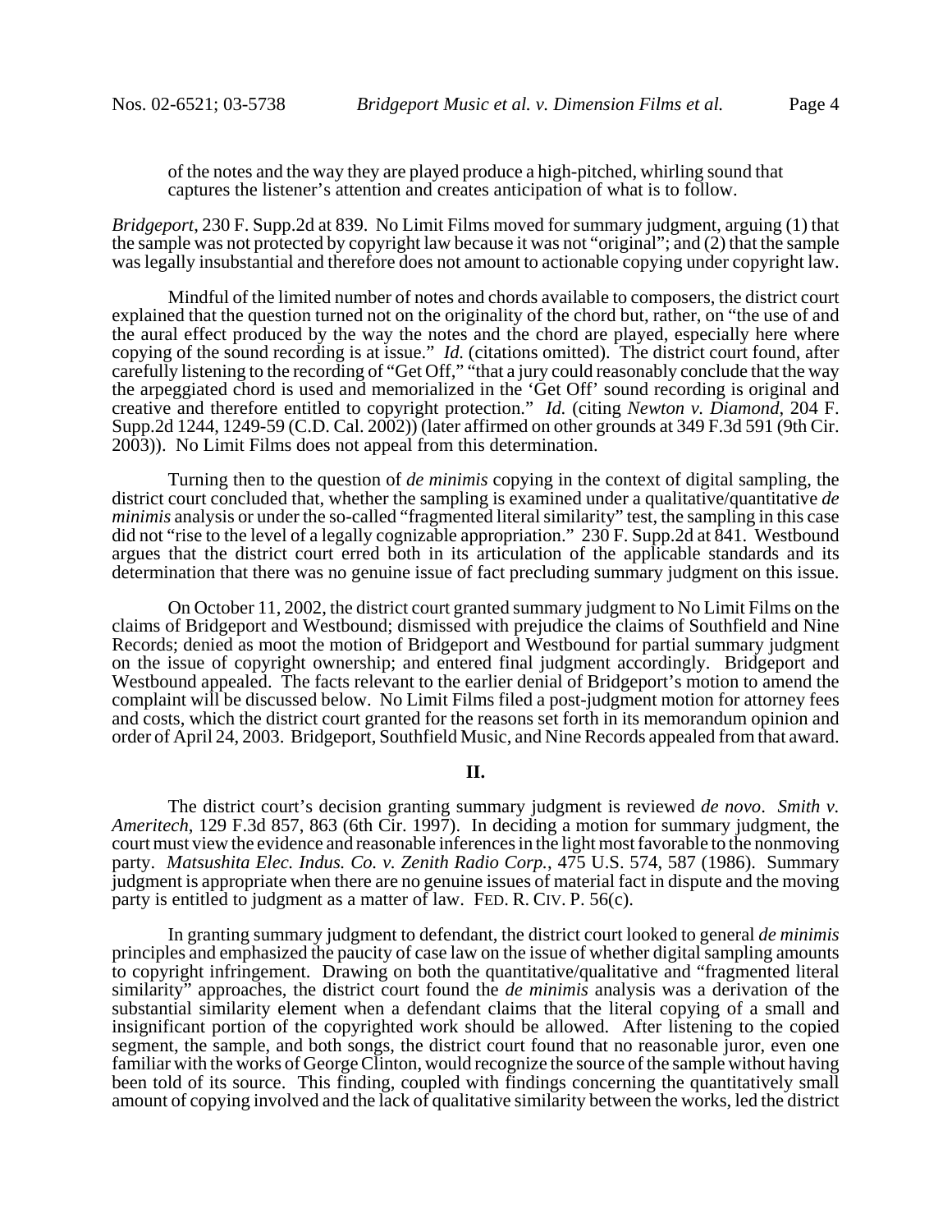of the notes and the way they are played produce a high-pitched, whirling sound that captures the listener's attention and creates anticipation of what is to follow.

*Bridgeport*, 230 F. Supp.2d at 839. No Limit Films moved for summary judgment, arguing (1) that the sample was not protected by copyright law because it was not "original"; and (2) that the sample was legally insubstantial and therefore does not amount to actionable copying under copyright law.

Mindful of the limited number of notes and chords available to composers, the district court explained that the question turned not on the originality of the chord but, rather, on "the use of and the aural effect produced by the way the notes and the chord are played, especially here where copying of the sound recording is at issue." *Id.* (citations omitted). The district court found, after carefully listening to the recording of "Get Off," "that a jury could reasonably conclude that the way the arpeggiated chord is used and memorialized in the 'Get Off' sound recording is original and creative and therefore entitled to copyright protection." *Id.* (citing *Newton v. Diamond*, 204 F. Supp.2d 1244, 1249-59 (C.D. Cal. 2002)) (later affirmed on other grounds at 349 F.3d 591 (9th Cir. 2003)). No Limit Films does not appeal from this determination.

Turning then to the question of *de minimis* copying in the context of digital sampling, the district court concluded that, whether the sampling is examined under a qualitative/quantitative *de minimis* analysis or under the so-called "fragmented literal similarity" test, the sampling in this case did not "rise to the level of a legally cognizable appropriation." 230 F. Supp.2d at 841. Westbound argues that the district court erred both in its articulation of the applicable standards and its determination that there was no genuine issue of fact precluding summary judgment on this issue.

On October 11, 2002, the district court granted summary judgment to No Limit Films on the claims of Bridgeport and Westbound; dismissed with prejudice the claims of Southfield and Nine Records; denied as moot the motion of Bridgeport and Westbound for partial summary judgment on the issue of copyright ownership; and entered final judgment accordingly. Bridgeport and Westbound appealed. The facts relevant to the earlier denial of Bridgeport's motion to amend the complaint will be discussed below. No Limit Films filed a post-judgment motion for attorney fees and costs, which the district court granted for the reasons set forth in its memorandum opinion and order of April 24, 2003. Bridgeport, Southfield Music, and Nine Records appealed from that award.

## II.

The district court's decision granting summary judgment is reviewed *de novo*. *Smith v. Ameritech*, 129 F.3d 857, 863 (6th Cir. 1997). In deciding a motion for summary judgment, the court must view the evidence and reasonable inferences in the light most favorable to the nonmoving party. *Matsushita Elec. Indus. Co. v. Zenith Radio Corp.*, 475 U.S. 574, 587 (1986). Summary judgment is appropriate when there are no genuine issues of material fact in dispute and the moving party is entitled to judgment as a matter of law. FED. R. CIV. P. 56(c).

In granting summary judgment to defendant, the district court looked to general *de minimis* principles and emphasized the paucity of case law on the issue of whether digital sampling amounts to copyright infringement. Drawing on both the quantitative/qualitative and "fragmented literal similarity" approaches, the district court found the *de minimis* analysis was a derivation of the substantial similarity element when a defendant claims that the literal copying of a small and insignificant portion of the copyrighted work should be allowed. After listening to the copied segment, the sample, and both songs, the district court found that no reasonable juror, even one familiar with the works of George Clinton, would recognize the source of the sample without having been told of its source. This finding, coupled with findings concerning the quantitatively small amount of copying involved and the lack of qualitative similarity between the works, led the district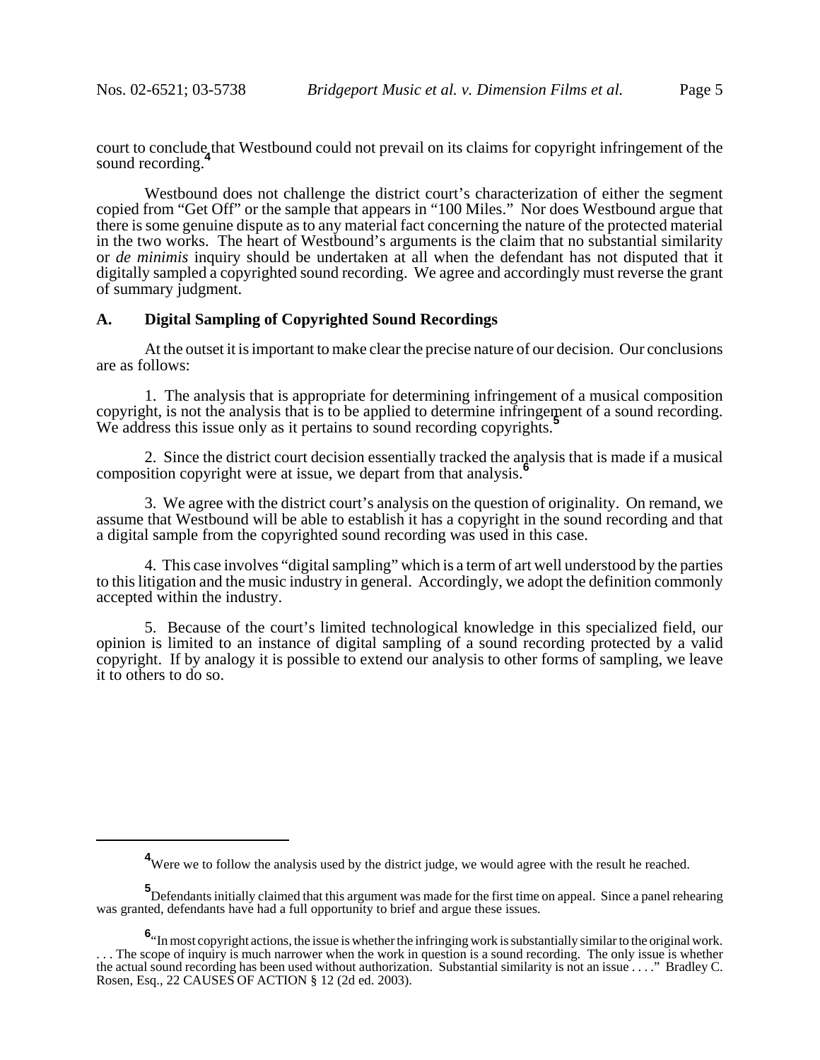court to conclude that Westbound could not prevail on its claims for copyright infringement of the sound recording.[4]

Westbound does not challenge the district court's characterization of either the segment copied from "Get Off" or the sample that appears in "100 Miles." Nor does Westbound argue that there is some genuine dispute as to any material fact concerning the nature of the protected material in the two works. The heart of Westbound's arguments is the claim that no substantial similarity or *de minimis* inquiry should be undertaken at all when the defendant has not disputed that it digitally sampled a copyrighted sound recording. We agree and accordingly must reverse the grant of summary judgment.

### A. Digital Sampling of Copyrighted Sound Recordings

At the outset it is important to make clear the precise nature of our decision. Our conclusions are as follows:

1. The analysis that is appropriate for determining infringement of a musical composition copyright, is not the analysis that is to be applied to determine infringement of a sound recording. We address this issue only as it pertains to sound recording copyrights.[5]

2. Since the district court decision essentially tracked the analysis that is made if a musical composition copyright were at issue, we depart from that analysis.[6]

3. We agree with the district court's analysis on the question of originality. On remand, we assume that Westbound will be able to establish it has a copyright in the sound recording and that a digital sample from the copyrighted sound recording was used in this case.

4. This case involves "digital sampling" which is a term of art well understood by the parties to this litigation and the music industry in general. Accordingly, we adopt the definition commonly accepted within the industry.

5. Because of the court's limited technological knowledge in this specialized field, our opinion is limited to an instance of digital sampling of a sound recording protected by a valid copyright. If by analogy it is possible to extend our analysis to other forms of sampling, we leave it to others to do so.

---

[4] Were we to follow the analysis used by the district judge, we would agree with the result he reached.

[5] Defendants initially claimed that this argument was made for the first time on appeal. Since a panel rehearing was granted, defendants have had a full opportunity to brief and argue these issues.

[6] "In most copyright actions, the issue is whether the infringing work is substantially similar to the original work. . . . The scope of inquiry is much narrower when the work in question is a sound recording. The only issue is whether the actual sound recording has been used without authorization. Substantial similarity is not an issue . . . ." Bradley C. Rosen, Esq., 22 CAUSES OF ACTION § 12 (2d ed. 2003).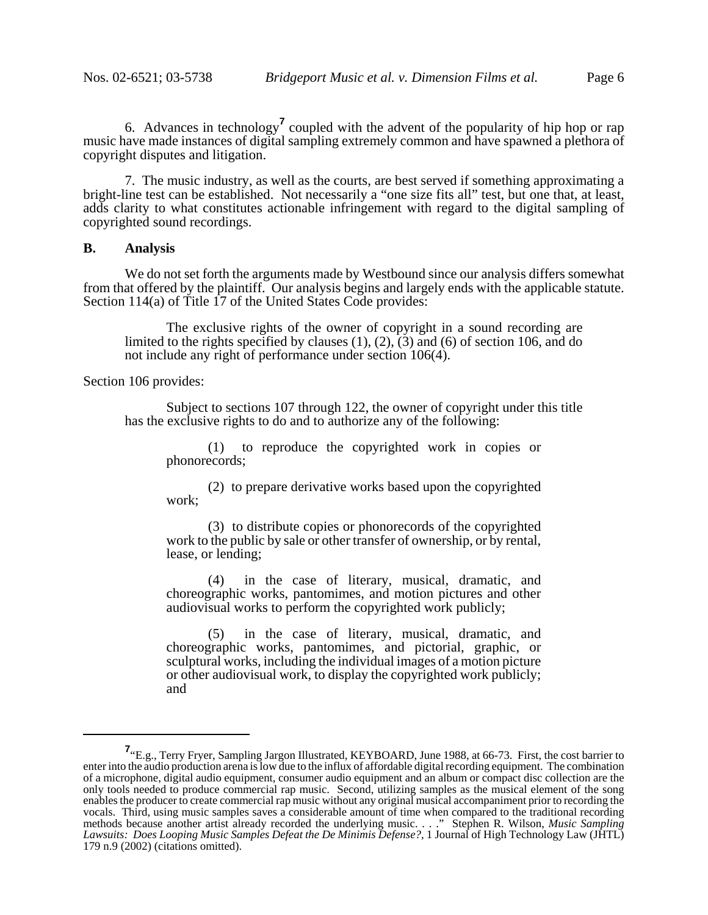6. Advances in technology[7] coupled with the advent of the popularity of hip hop or rap music have made instances of digital sampling extremely common and have spawned a plethora of copyright disputes and litigation.

7. The music industry, as well as the courts, are best served if something approximating a bright-line test can be established. Not necessarily a "one size fits all" test, but one that, at least, adds clarity to what constitutes actionable infringement with regard to the digital sampling of copyrighted sound recordings.

**B. Analysis**

We do not set forth the arguments made by Westbound since our analysis differs somewhat from that offered by the plaintiff. Our analysis begins and largely ends with the applicable statute. Section 114(a) of Title 17 of the United States Code provides:

> The exclusive rights of the owner of copyright in a sound recording are limited to the rights specified by clauses (1), (2), (3) and (6) of section 106, and do not include any right of performance under section 106(4).

Section 106 provides:

> Subject to sections 107 through 122, the owner of copyright under this title has the exclusive rights to do and to authorize any of the following:
>
> > (1) to reproduce the copyrighted work in copies or phonorecords;
> >
> > (2) to prepare derivative works based upon the copyrighted work;
> >
> > (3) to distribute copies or phonorecords of the copyrighted work to the public by sale or other transfer of ownership, or by rental, lease, or lending;
> >
> > (4) in the case of literary, musical, dramatic, and choreographic works, pantomimes, and motion pictures and other audiovisual works to perform the copyrighted work publicly;
> >
> > (5) in the case of literary, musical, dramatic, and choreographic works, pantomimes, and pictorial, graphic, or sculptural works, including the individual images of a motion picture or other audiovisual work, to display the copyrighted work publicly; and

---

[7] "E.g., Terry Fryer, Sampling Jargon Illustrated, KEYBOARD, June 1988, at 66-73. First, the cost barrier to enter into the audio production arena is low due to the influx of affordable digital recording equipment. The combination of a microphone, digital audio equipment, consumer audio equipment and an album or compact disc collection are the only tools needed to produce commercial rap music. Second, utilizing samples as the musical element of the song enables the producer to create commercial rap music without any original musical accompaniment prior to recording the vocals. Third, using music samples saves a considerable amount of time when compared to the traditional recording methods because another artist already recorded the underlying music. . . ." Stephen R. Wilson, *Music Sampling Lawsuits: Does Looping Music Samples Defeat the De Minimis Defense?*, 1 Journal of High Technology Law (JHTL) 179 n.9 (2002) (citations omitted).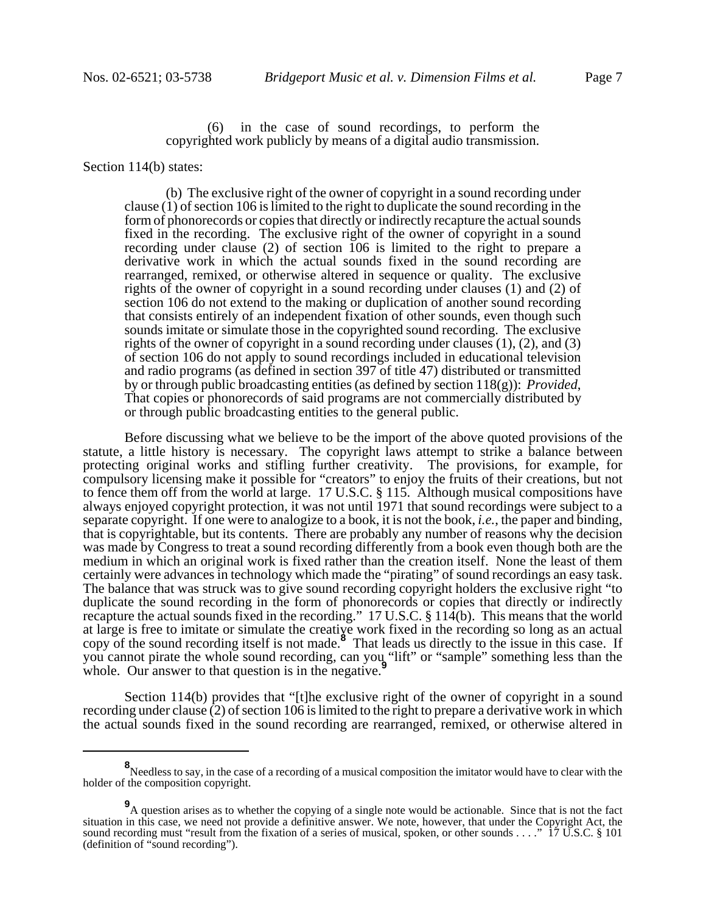> (6) in the case of sound recordings, to perform the copyrighted work publicly by means of a digital audio transmission.

Section 114(b) states:

> (b) The exclusive right of the owner of copyright in a sound recording under clause (1) of section 106 is limited to the right to duplicate the sound recording in the form of phonorecords or copies that directly or indirectly recapture the actual sounds fixed in the recording. The exclusive right of the owner of copyright in a sound recording under clause (2) of section 106 is limited to the right to prepare a derivative work in which the actual sounds fixed in the sound recording are rearranged, remixed, or otherwise altered in sequence or quality. The exclusive rights of the owner of copyright in a sound recording under clauses (1) and (2) of section 106 do not extend to the making or duplication of another sound recording that consists entirely of an independent fixation of other sounds, even though such sounds imitate or simulate those in the copyrighted sound recording. The exclusive rights of the owner of copyright in a sound recording under clauses (1), (2), and (3) of section 106 do not apply to sound recordings included in educational television and radio programs (as defined in section 397 of title 47) distributed or transmitted by or through public broadcasting entities (as defined by section 118(g)): *Provided*, That copies or phonorecords of said programs are not commercially distributed by or through public broadcasting entities to the general public.

Before discussing what we believe to be the import of the above quoted provisions of the statute, a little history is necessary. The copyright laws attempt to strike a balance between protecting original works and stifling further creativity. The provisions, for example, for compulsory licensing make it possible for "creators" to enjoy the fruits of their creations, but not to fence them off from the world at large. 17 U.S.C. § 115. Although musical compositions have always enjoyed copyright protection, it was not until 1971 that sound recordings were subject to a separate copyright. If one were to analogize to a book, it is not the book, *i.e.*, the paper and binding, that is copyrightable, but its contents. There are probably any number of reasons why the decision was made by Congress to treat a sound recording differently from a book even though both are the medium in which an original work is fixed rather than the creation itself. None the least of them certainly were advances in technology which made the "pirating" of sound recordings an easy task. The balance that was struck was to give sound recording copyright holders the exclusive right "to duplicate the sound recording in the form of phonorecords or copies that directly or indirectly recapture the actual sounds fixed in the recording." 17 U.S.C. § 114(b). This means that the world at large is free to imitate or simulate the creative work fixed in the recording so long as an actual copy of the sound recording itself is not made.[8] That leads us directly to the issue in this case. If you cannot pirate the whole sound recording, can you "lift" or "sample" something less than the whole. Our answer to that question is in the negative.[9]

Section 114(b) provides that "[t]he exclusive right of the owner of copyright in a sound recording under clause (2) of section 106 is limited to the right to prepare a derivative work in which the actual sounds fixed in the sound recording are rearranged, remixed, or otherwise altered in

---

[8] Needless to say, in the case of a recording of a musical composition the imitator would have to clear with the holder of the composition copyright.

[9] A question arises as to whether the copying of a single note would be actionable. Since that is not the fact situation in this case, we need not provide a definitive answer. We note, however, that under the Copyright Act, the sound recording must "result from the fixation of a series of musical, spoken, or other sounds . . . ." 17 U.S.C. § 101 (definition of "sound recording").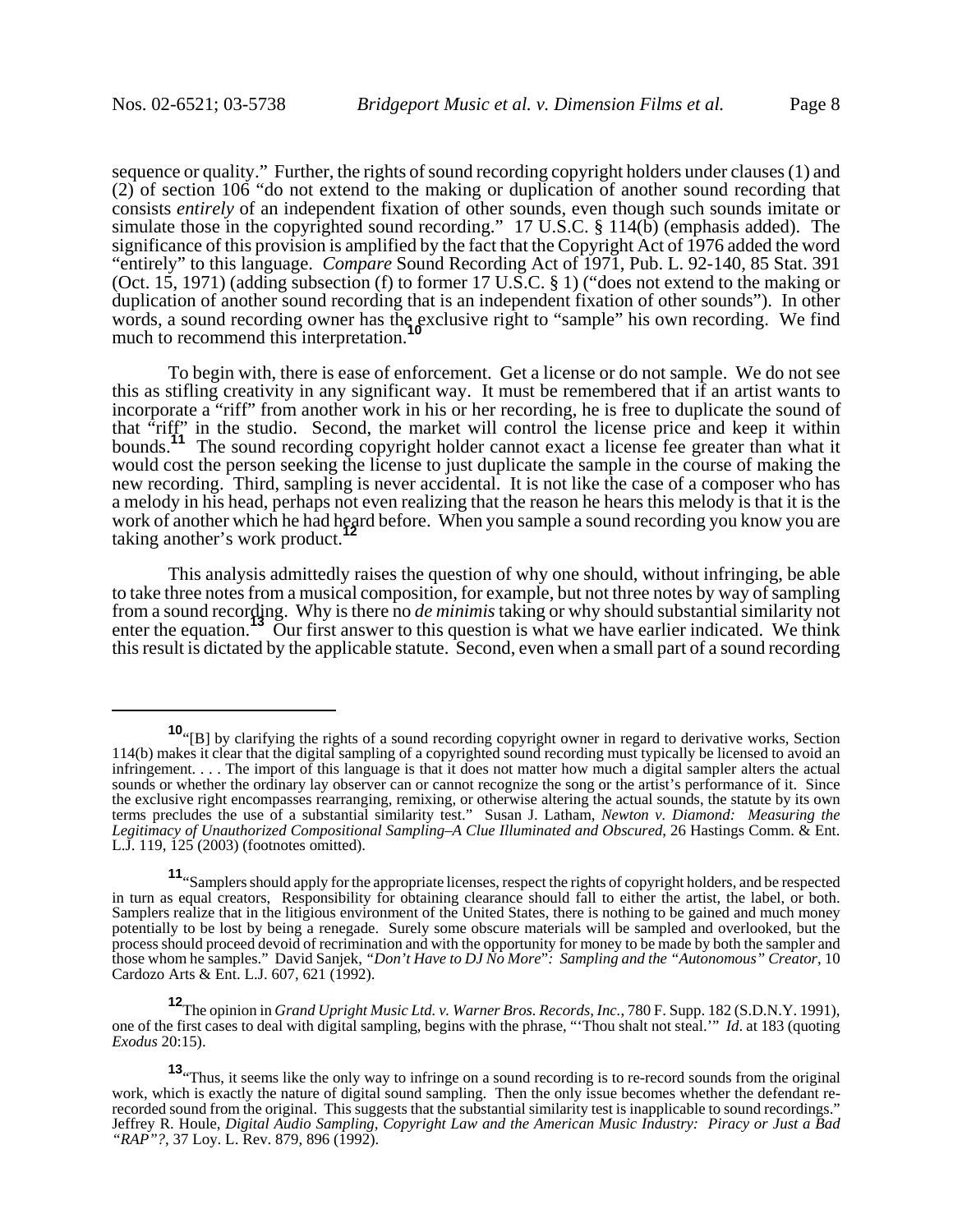sequence or quality." Further, the rights of sound recording copyright holders under clauses (1) and (2) of section 106 "do not extend to the making or duplication of another sound recording that consists *entirely* of an independent fixation of other sounds, even though such sounds imitate or simulate those in the copyrighted sound recording." 17 U.S.C. § 114(b) (emphasis added). The significance of this provision is amplified by the fact that the Copyright Act of 1976 added the word "entirely" to this language. *Compare* Sound Recording Act of 1971, Pub. L. 92-140, 85 Stat. 391 (Oct. 15, 1971) (adding subsection (f) to former 17 U.S.C. § 1) ("does not extend to the making or duplication of another sound recording that is an independent fixation of other sounds"). In other words, a sound recording owner has the exclusive right to "sample" his own recording. We find much to recommend this interpretation.[10]

To begin with, there is ease of enforcement. Get a license or do not sample. We do not see this as stifling creativity in any significant way. It must be remembered that if an artist wants to incorporate a "riff" from another work in his or her recording, he is free to duplicate the sound of that "riff" in the studio. Second, the market will control the license price and keep it within bounds.[11] The sound recording copyright holder cannot exact a license fee greater than what it would cost the person seeking the license to just duplicate the sample in the course of making the new recording. Third, sampling is never accidental. It is not like the case of a composer who has a melody in his head, perhaps not even realizing that the reason he hears this melody is that it is the work of another which he had heard before. When you sample a sound recording you know you are taking another's work product.[12]

This analysis admittedly raises the question of why one should, without infringing, be able to take three notes from a musical composition, for example, but not three notes by way of sampling from a sound recording. Why is there no *de minimis* taking or why should substantial similarity not enter the equation.[13] Our first answer to this question is what we have earlier indicated. We think this result is dictated by the applicable statute. Second, even when a small part of a sound recording

---

[10] "[B] by clarifying the rights of a sound recording copyright owner in regard to derivative works, Section 114(b) makes it clear that the digital sampling of a copyrighted sound recording must typically be licensed to avoid an infringement. . . . The import of this language is that it does not matter how much a digital sampler alters the actual sounds or whether the ordinary lay observer can or cannot recognize the song or the artist's performance of it. Since the exclusive right encompasses rearranging, remixing, or otherwise altering the actual sounds, the statute by its own terms precludes the use of a substantial similarity test." Susan J. Latham, *Newton v. Diamond: Measuring the Legitimacy of Unauthorized Compositional Sampling–A Clue Illuminated and Obscured*, 26 Hastings Comm. & Ent. L.J. 119, 125 (2003) (footnotes omitted).

[11] "Samplers should apply for the appropriate licenses, respect the rights of copyright holders, and be respected in turn as equal creators, Responsibility for obtaining clearance should fall to either the artist, the label, or both. Samplers realize that in the litigious environment of the United States, there is nothing to be gained and much money potentially to be lost by being a renegade. Surely some obscure materials will be sampled and overlooked, but the process should proceed devoid of recrimination and with the opportunity for money to be made by both the sampler and those whom he samples." David Sanjek, *"Don't Have to DJ No More": Sampling and the "Autonomous" Creator*, 10 Cardozo Arts & Ent. L.J. 607, 621 (1992).

[12] The opinion in *Grand Upright Music Ltd. v. Warner Bros. Records, Inc.*, 780 F. Supp. 182 (S.D.N.Y. 1991), one of the first cases to deal with digital sampling, begins with the phrase, "'Thou shalt not steal.'" *Id*. at 183 (quoting *Exodus* 20:15).

[13] "Thus, it seems like the only way to infringe on a sound recording is to re-record sounds from the original work, which is exactly the nature of digital sound sampling. Then the only issue becomes whether the defendant re-recorded sound from the original. This suggests that the substantial similarity test is inapplicable to sound recordings." Jeffrey R. Houle, *Digital Audio Sampling, Copyright Law and the American Music Industry: Piracy or Just a Bad "RAP"?*, 37 Loy. L. Rev. 879, 896 (1992).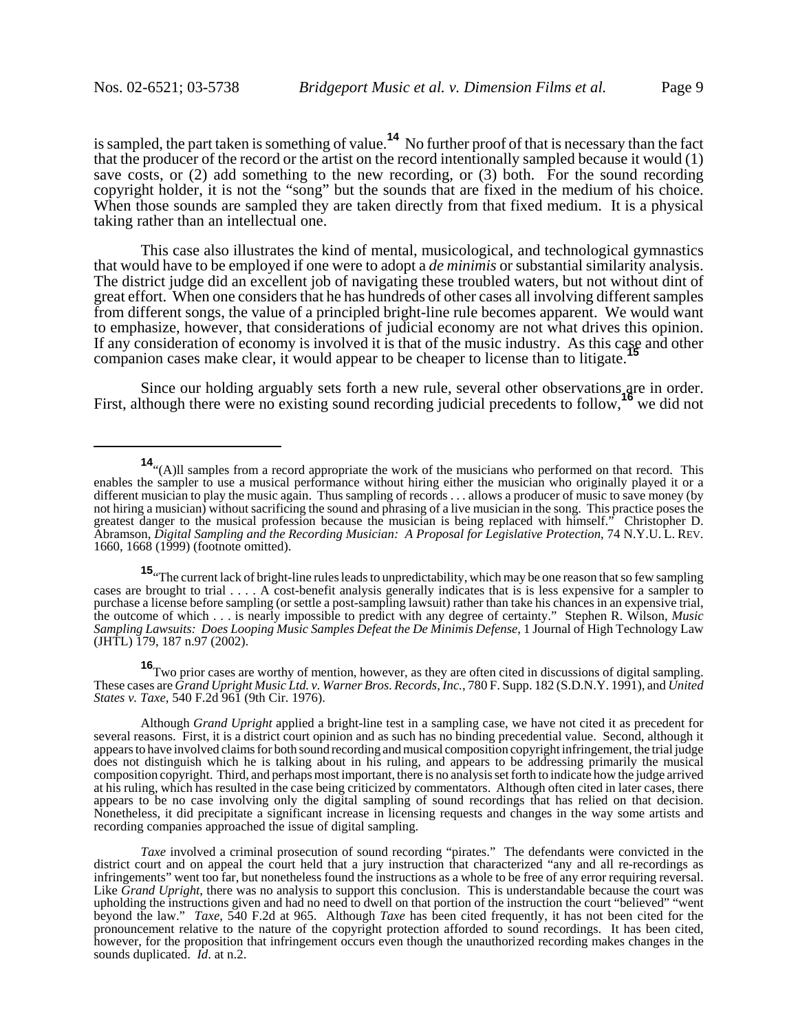is sampled, the part taken is something of value.[14] No further proof of that is necessary than the fact that the producer of the record or the artist on the record intentionally sampled because it would (1) save costs, or (2) add something to the new recording, or (3) both. For the sound recording copyright holder, it is not the "song" but the sounds that are fixed in the medium of his choice. When those sounds are sampled they are taken directly from that fixed medium. It is a physical taking rather than an intellectual one.

This case also illustrates the kind of mental, musicological, and technological gymnastics that would have to be employed if one were to adopt a *de minimis* or substantial similarity analysis. The district judge did an excellent job of navigating these troubled waters, but not without dint of great effort. When one considers that he has hundreds of other cases all involving different samples from different songs, the value of a principled bright-line rule becomes apparent. We would want to emphasize, however, that considerations of judicial economy are not what drives this opinion. If any consideration of economy is involved it is that of the music industry. As this case and other companion cases make clear, it would appear to be cheaper to license than to litigate.[15]

Since our holding arguably sets forth a new rule, several other observations are in order. First, although there were no existing sound recording judicial precedents to follow,[16] we did not

---

[14] "(A)ll samples from a record appropriate the work of the musicians who performed on that record. This enables the sampler to use a musical performance without hiring either the musician who originally played it or a different musician to play the music again. Thus sampling of records . . . allows a producer of music to save money (by not hiring a musician) without sacrificing the sound and phrasing of a live musician in the song. This practice poses the greatest danger to the musical profession because the musician is being replaced with himself." Christopher D. Abramson, *Digital Sampling and the Recording Musician: A Proposal for Legislative Protection*, 74 N.Y.U. L. REV. 1660, 1668 (1999) (footnote omitted).

[15] "The current lack of bright-line rules leads to unpredictability, which may be one reason that so few sampling cases are brought to trial . . . . A cost-benefit analysis generally indicates that is is less expensive for a sampler to purchase a license before sampling (or settle a post-sampling lawsuit) rather than take his chances in an expensive trial, the outcome of which . . . is nearly impossible to predict with any degree of certainty." Stephen R. Wilson, *Music Sampling Lawsuits: Does Looping Music Samples Defeat the De Minimis Defense*, 1 Journal of High Technology Law (JHTL) 179, 187 n.97 (2002).

[16] Two prior cases are worthy of mention, however, as they are often cited in discussions of digital sampling. These cases are *Grand Upright Music Ltd. v. Warner Bros. Records, Inc.*, 780 F. Supp. 182 (S.D.N.Y. 1991), and *United States v. Taxe*, 540 F.2d 961 (9th Cir. 1976).

Although *Grand Upright* applied a bright-line test in a sampling case, we have not cited it as precedent for several reasons. First, it is a district court opinion and as such has no binding precedential value. Second, although it appears to have involved claims for both sound recording and musical composition copyright infringement, the trial judge does not distinguish which he is talking about in his ruling, and appears to be addressing primarily the musical composition copyright. Third, and perhaps most important, there is no analysis set forth to indicate how the judge arrived at his ruling, which has resulted in the case being criticized by commentators. Although often cited in later cases, there appears to be no case involving only the digital sampling of sound recordings that has relied on that decision. Nonetheless, it did precipitate a significant increase in licensing requests and changes in the way some artists and recording companies approached the issue of digital sampling.

*Taxe* involved a criminal prosecution of sound recording "pirates." The defendants were convicted in the district court and on appeal the court held that a jury instruction that characterized "any and all re-recordings as infringements" went too far, but nonetheless found the instructions as a whole to be free of any error requiring reversal. Like *Grand Upright*, there was no analysis to support this conclusion. This is understandable because the court was upholding the instructions given and had no need to dwell on that portion of the instruction the court "believed" "went beyond the law." *Taxe*, 540 F.2d at 965. Although *Taxe* has been cited frequently, it has not been cited for the pronouncement relative to the nature of the copyright protection afforded to sound recordings. It has been cited, however, for the proposition that infringement occurs even though the unauthorized recording makes changes in the sounds duplicated. *Id*. at n.2.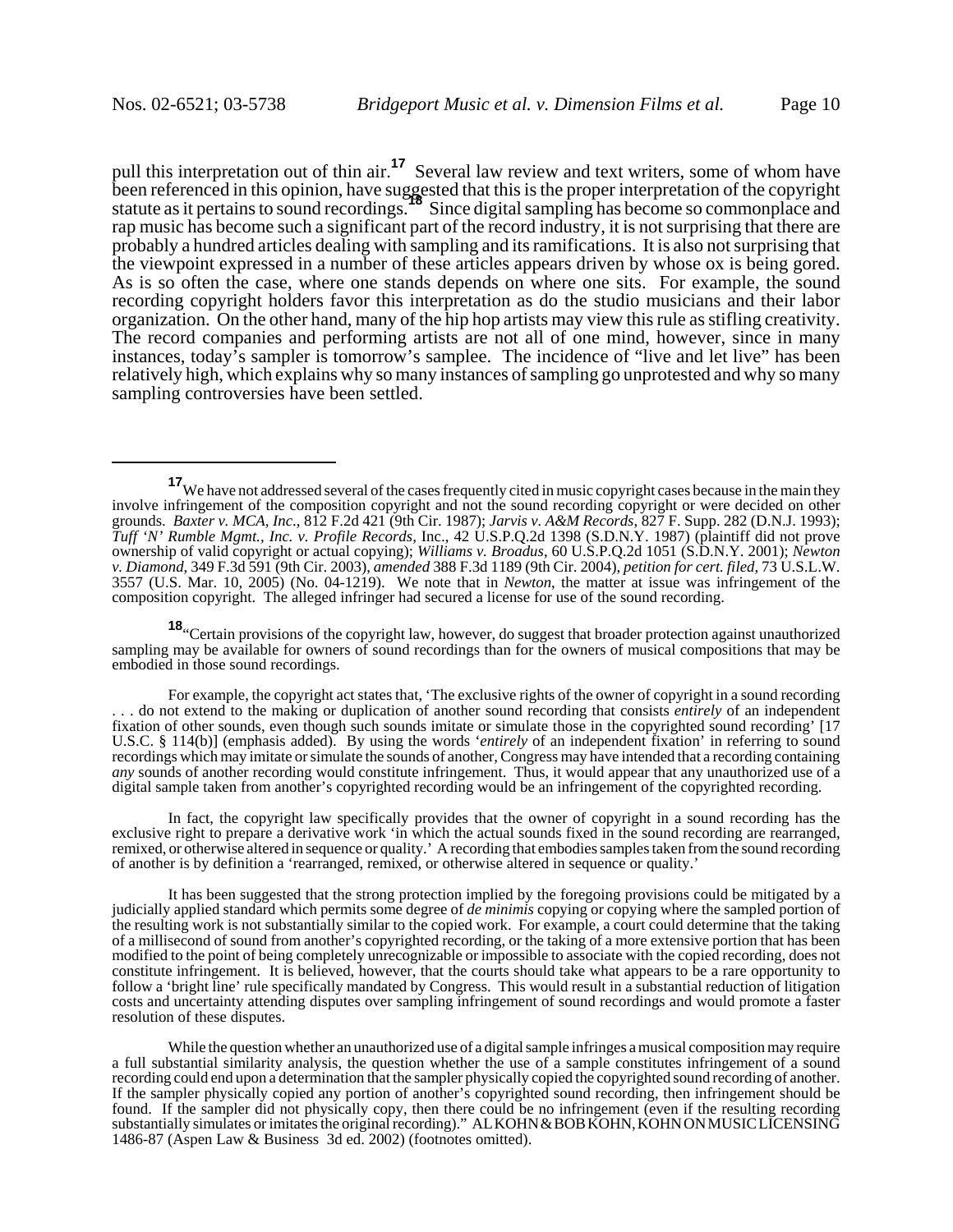pull this interpretation out of thin air.[17] Several law review and text writers, some of whom have been referenced in this opinion, have suggested that this is the proper interpretation of the copyright statute as it pertains to sound recordings.[18] Since digital sampling has become so commonplace and rap music has become such a significant part of the record industry, it is not surprising that there are probably a hundred articles dealing with sampling and its ramifications. It is also not surprising that the viewpoint expressed in a number of these articles appears driven by whose ox is being gored. As is so often the case, where one stands depends on where one sits. For example, the sound recording copyright holders favor this interpretation as do the studio musicians and their labor organization. On the other hand, many of the hip hop artists may view this rule as stifling creativity. The record companies and performing artists are not all of one mind, however, since in many instances, today's sampler is tomorrow's samplee. The incidence of "live and let live" has been relatively high, which explains why so many instances of sampling go unprotested and why so many sampling controversies have been settled.

---

[17] We have not addressed several of the cases frequently cited in music copyright cases because in the main they involve infringement of the composition copyright and not the sound recording copyright or were decided on other grounds. *Baxter v. MCA, Inc.*, 812 F.2d 421 (9th Cir. 1987); *Jarvis v. A&M Records*, 827 F. Supp. 282 (D.N.J. 1993); *Tuff 'N' Rumble Mgmt., Inc. v. Profile Records*, Inc., 42 U.S.P.Q.2d 1398 (S.D.N.Y. 1987) (plaintiff did not prove ownership of valid copyright or actual copying); *Williams v. Broadus*, 60 U.S.P.Q.2d 1051 (S.D.N.Y. 2001); *Newton v. Diamond*, 349 F.3d 591 (9th Cir. 2003), *amended* 388 F.3d 1189 (9th Cir. 2004), *petition for cert. filed*, 73 U.S.L.W. 3557 (U.S. Mar. 10, 2005) (No. 04-1219). We note that in *Newton*, the matter at issue was infringement of the composition copyright. The alleged infringer had secured a license for use of the sound recording.

[18] "Certain provisions of the copyright law, however, do suggest that broader protection against unauthorized sampling may be available for owners of sound recordings than for the owners of musical compositions that may be embodied in those sound recordings.

For example, the copyright act states that, 'The exclusive rights of the owner of copyright in a sound recording . . . do not extend to the making or duplication of another sound recording that consists *entirely* of an independent fixation of other sounds, even though such sounds imitate or simulate those in the copyrighted sound recording' [17 U.S.C. § 114(b)] (emphasis added). By using the words '*entirely* of an independent fixation' in referring to sound recordings which may imitate or simulate the sounds of another, Congress may have intended that a recording containing *any* sounds of another recording would constitute infringement. Thus, it would appear that any unauthorized use of a digital sample taken from another's copyrighted recording would be an infringement of the copyrighted recording.

In fact, the copyright law specifically provides that the owner of copyright in a sound recording has the exclusive right to prepare a derivative work 'in which the actual sounds fixed in the sound recording are rearranged, remixed, or otherwise altered in sequence or quality.' A recording that embodies samples taken from the sound recording of another is by definition a 'rearranged, remixed, or otherwise altered in sequence or quality.'

It has been suggested that the strong protection implied by the foregoing provisions could be mitigated by a judicially applied standard which permits some degree of *de minimis* copying or copying where the sampled portion of the resulting work is not substantially similar to the copied work. For example, a court could determine that the taking of a millisecond of sound from another's copyrighted recording, or the taking of a more extensive portion that has been modified to the point of being completely unrecognizable or impossible to associate with the copied recording, does not constitute infringement. It is believed, however, that the courts should take what appears to be a rare opportunity to follow a 'bright line' rule specifically mandated by Congress. This would result in a substantial reduction of litigation costs and uncertainty attending disputes over sampling infringement of sound recordings and would promote a faster resolution of these disputes.

While the question whether an unauthorized use of a digital sample infringes a musical composition may require a full substantial similarity analysis, the question whether the use of a sample constitutes infringement of a sound recording could end upon a determination that the sampler physically copied the copyrighted sound recording of another. If the sampler physically copied any portion of another's copyrighted sound recording, then infringement should be found. If the sampler did not physically copy, then there could be no infringement (even if the resulting recording substantially simulates or imitates the original recording)." AL KOHN & BOB KOHN, KOHN ON MUSIC LICENSING 1486-87 (Aspen Law & Business 3d ed. 2002) (footnotes omitted).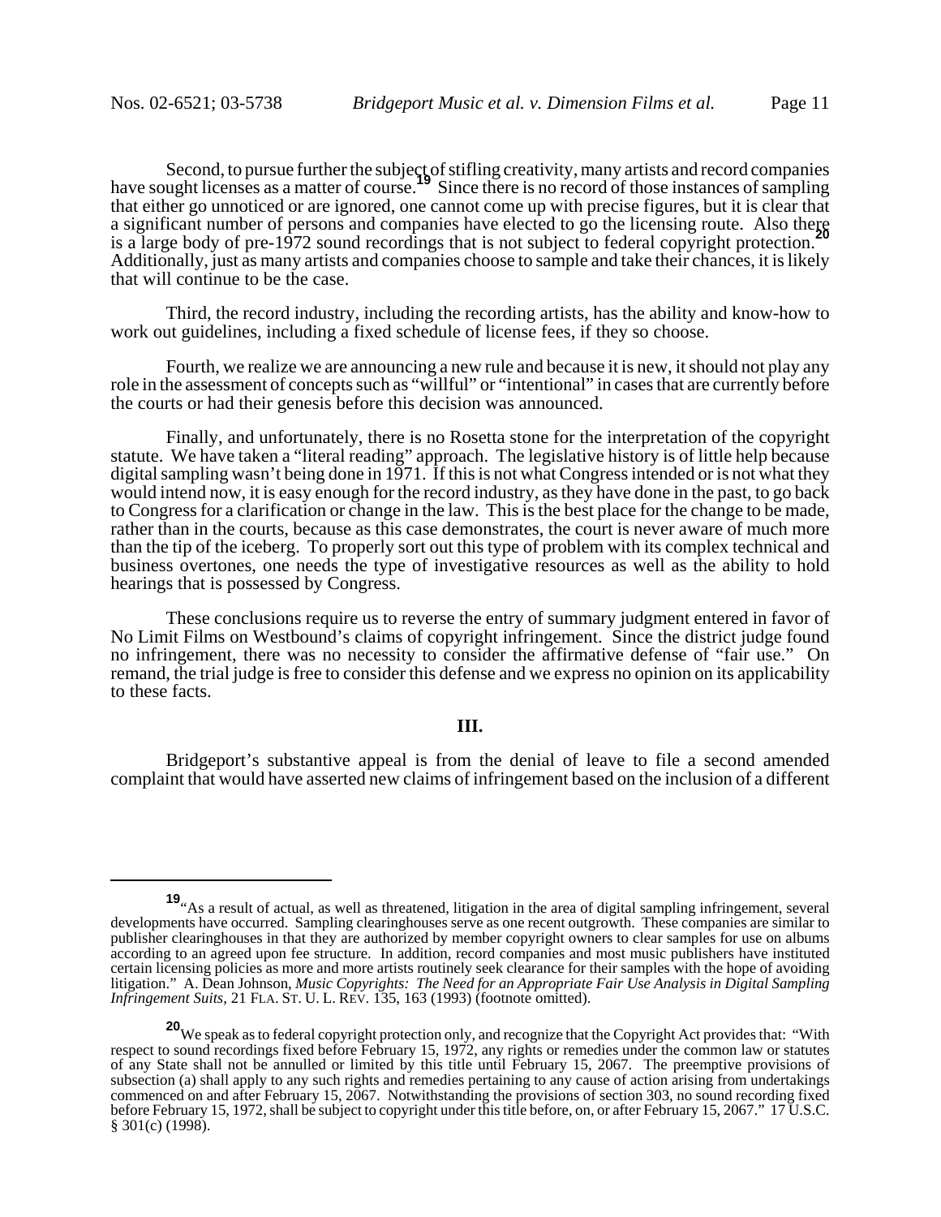Second, to pursue further the subject of stifling creativity, many artists and record companies have sought licenses as a matter of course.[19] Since there is no record of those instances of sampling that either go unnoticed or are ignored, one cannot come up with precise figures, but it is clear that a significant number of persons and companies have elected to go the licensing route. Also there is a large body of pre-1972 sound recordings that is not subject to federal copyright protection.[20] Additionally, just as many artists and companies choose to sample and take their chances, it is likely that will continue to be the case.

Third, the record industry, including the recording artists, has the ability and know-how to work out guidelines, including a fixed schedule of license fees, if they so choose.

Fourth, we realize we are announcing a new rule and because it is new, it should not play any role in the assessment of concepts such as "willful" or "intentional" in cases that are currently before the courts or had their genesis before this decision was announced.

Finally, and unfortunately, there is no Rosetta stone for the interpretation of the copyright statute. We have taken a "literal reading" approach. The legislative history is of little help because digital sampling wasn't being done in 1971. If this is not what Congress intended or is not what they would intend now, it is easy enough for the record industry, as they have done in the past, to go back to Congress for a clarification or change in the law. This is the best place for the change to be made, rather than in the courts, because as this case demonstrates, the court is never aware of much more than the tip of the iceberg. To properly sort out this type of problem with its complex technical and business overtones, one needs the type of investigative resources as well as the ability to hold hearings that is possessed by Congress.

These conclusions require us to reverse the entry of summary judgment entered in favor of No Limit Films on Westbound's claims of copyright infringement. Since the district judge found no infringement, there was no necessity to consider the affirmative defense of "fair use." On remand, the trial judge is free to consider this defense and we express no opinion on its applicability to these facts.

## III.

Bridgeport's substantive appeal is from the denial of leave to file a second amended complaint that would have asserted new claims of infringement based on the inclusion of a different

---

[19] "As a result of actual, as well as threatened, litigation in the area of digital sampling infringement, several developments have occurred. Sampling clearinghouses serve as one recent outgrowth. These companies are similar to publisher clearinghouses in that they are authorized by member copyright owners to clear samples for use on albums according to an agreed upon fee structure. In addition, record companies and most music publishers have instituted certain licensing policies as more and more artists routinely seek clearance for their samples with the hope of avoiding litigation." A. Dean Johnson, *Music Copyrights: The Need for an Appropriate Fair Use Analysis in Digital Sampling Infringement Suits*, 21 FLA. ST. U. L. REV. 135, 163 (1993) (footnote omitted).

[20] We speak as to federal copyright protection only, and recognize that the Copyright Act provides that: "With respect to sound recordings fixed before February 15, 1972, any rights or remedies under the common law or statutes of any State shall not be annulled or limited by this title until February 15, 2067. The preemptive provisions of subsection (a) shall apply to any such rights and remedies pertaining to any cause of action arising from undertakings commenced on and after February 15, 2067. Notwithstanding the provisions of section 303, no sound recording fixed before February 15, 1972, shall be subject to copyright under this title before, on, or after February 15, 2067." 17 U.S.C. § 301(c) (1998).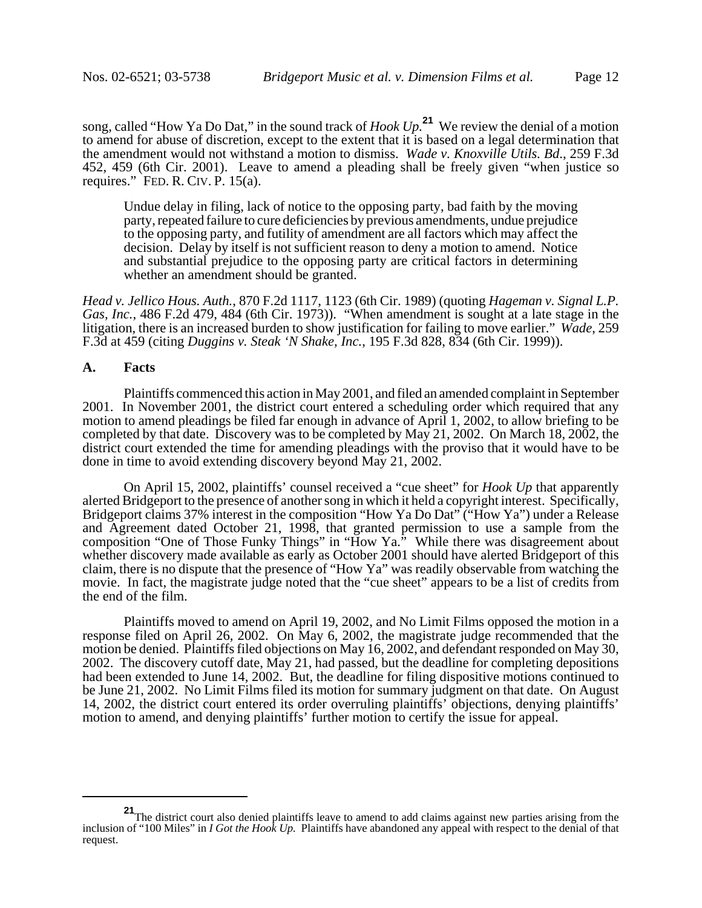song, called "How Ya Do Dat," in the sound track of *Hook Up*.[21] We review the denial of a motion to amend for abuse of discretion, except to the extent that it is based on a legal determination that the amendment would not withstand a motion to dismiss. *Wade v. Knoxville Utils. Bd*., 259 F.3d 452, 459 (6th Cir. 2001). Leave to amend a pleading shall be freely given "when justice so requires." FED. R. CIV. P. 15(a).

> Undue delay in filing, lack of notice to the opposing party, bad faith by the moving party, repeated failure to cure deficiencies by previous amendments, undue prejudice to the opposing party, and futility of amendment are all factors which may affect the decision. Delay by itself is not sufficient reason to deny a motion to amend. Notice and substantial prejudice to the opposing party are critical factors in determining whether an amendment should be granted.

*Head v. Jellico Hous. Auth.*, 870 F.2d 1117, 1123 (6th Cir. 1989) (quoting *Hageman v. Signal L.P. Gas, Inc.*, 486 F.2d 479, 484 (6th Cir. 1973)). "When amendment is sought at a late stage in the litigation, there is an increased burden to show justification for failing to move earlier." *Wade*, 259 F.3d at 459 (citing *Duggins v. Steak 'N Shake, Inc.*, 195 F.3d 828, 834 (6th Cir. 1999)).

**A. Facts**

Plaintiffs commenced this action in May 2001, and filed an amended complaint in September 2001. In November 2001, the district court entered a scheduling order which required that any motion to amend pleadings be filed far enough in advance of April 1, 2002, to allow briefing to be completed by that date. Discovery was to be completed by May 21, 2002. On March 18, 2002, the district court extended the time for amending pleadings with the proviso that it would have to be done in time to avoid extending discovery beyond May 21, 2002.

On April 15, 2002, plaintiffs' counsel received a "cue sheet" for *Hook Up* that apparently alerted Bridgeport to the presence of another song in which it held a copyright interest. Specifically, Bridgeport claims 37% interest in the composition "How Ya Do Dat" ("How Ya") under a Release and Agreement dated October 21, 1998, that granted permission to use a sample from the composition "One of Those Funky Things" in "How Ya." While there was disagreement about whether discovery made available as early as October 2001 should have alerted Bridgeport of this claim, there is no dispute that the presence of "How Ya" was readily observable from watching the movie. In fact, the magistrate judge noted that the "cue sheet" appears to be a list of credits from the end of the film.

Plaintiffs moved to amend on April 19, 2002, and No Limit Films opposed the motion in a response filed on April 26, 2002. On May 6, 2002, the magistrate judge recommended that the motion be denied. Plaintiffs filed objections on May 16, 2002, and defendant responded on May 30, 2002. The discovery cutoff date, May 21, had passed, but the deadline for completing depositions had been extended to June 14, 2002. But, the deadline for filing dispositive motions continued to be June 21, 2002. No Limit Films filed its motion for summary judgment on that date. On August 14, 2002, the district court entered its order overruling plaintiffs' objections, denying plaintiffs' motion to amend, and denying plaintiffs' further motion to certify the issue for appeal.

---

[21] The district court also denied plaintiffs leave to amend to add claims against new parties arising from the inclusion of "100 Miles" in *I Got the Hook Up*. Plaintiffs have abandoned any appeal with respect to the denial of that request.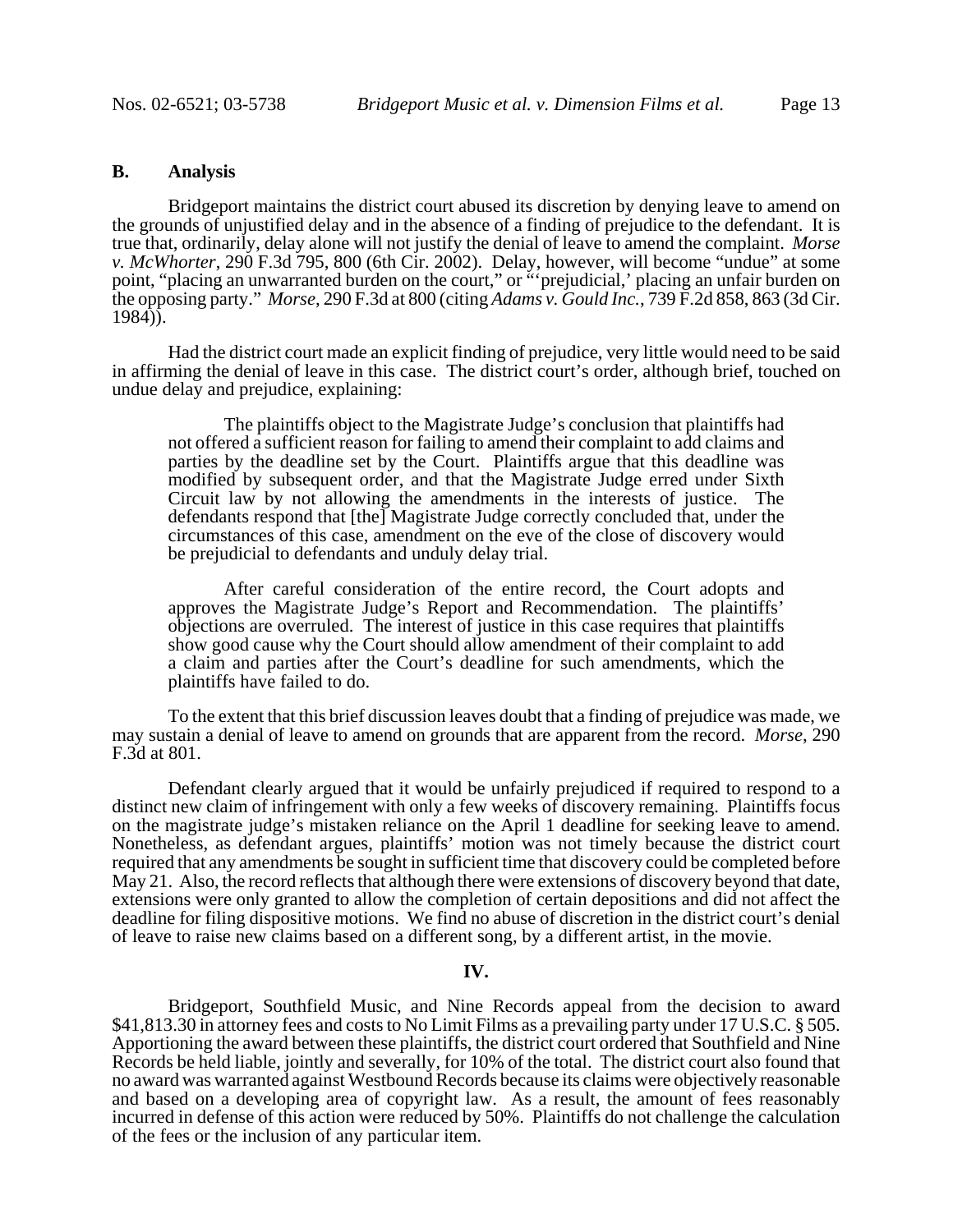### B. Analysis

Bridgeport maintains the district court abused its discretion by denying leave to amend on the grounds of unjustified delay and in the absence of a finding of prejudice to the defendant. It is true that, ordinarily, delay alone will not justify the denial of leave to amend the complaint. *Morse v. McWhorter*, 290 F.3d 795, 800 (6th Cir. 2002). Delay, however, will become "undue" at some point, "placing an unwarranted burden on the court," or "'prejudicial,' placing an unfair burden on the opposing party." *Morse*, 290 F.3d at 800 (citing *Adams v. Gould Inc.*, 739 F.2d 858, 863 (3d Cir. 1984)).

Had the district court made an explicit finding of prejudice, very little would need to be said in affirming the denial of leave in this case. The district court's order, although brief, touched on undue delay and prejudice, explaining:

> The plaintiffs object to the Magistrate Judge's conclusion that plaintiffs had not offered a sufficient reason for failing to amend their complaint to add claims and parties by the deadline set by the Court. Plaintiffs argue that this deadline was modified by subsequent order, and that the Magistrate Judge erred under Sixth Circuit law by not allowing the amendments in the interests of justice. The defendants respond that [the] Magistrate Judge correctly concluded that, under the circumstances of this case, amendment on the eve of the close of discovery would be prejudicial to defendants and unduly delay trial.
>
> After careful consideration of the entire record, the Court adopts and approves the Magistrate Judge's Report and Recommendation. The plaintiffs' objections are overruled. The interest of justice in this case requires that plaintiffs show good cause why the Court should allow amendment of their complaint to add a claim and parties after the Court's deadline for such amendments, which the plaintiffs have failed to do.

To the extent that this brief discussion leaves doubt that a finding of prejudice was made, we may sustain a denial of leave to amend on grounds that are apparent from the record. *Morse*, 290 F.3d at 801.

Defendant clearly argued that it would be unfairly prejudiced if required to respond to a distinct new claim of infringement with only a few weeks of discovery remaining. Plaintiffs focus on the magistrate judge's mistaken reliance on the April 1 deadline for seeking leave to amend. Nonetheless, as defendant argues, plaintiffs' motion was not timely because the district court required that any amendments be sought in sufficient time that discovery could be completed before May 21. Also, the record reflects that although there were extensions of discovery beyond that date, extensions were only granted to allow the completion of certain depositions and did not affect the deadline for filing dispositive motions. We find no abuse of discretion in the district court's denial of leave to raise new claims based on a different song, by a different artist, in the movie.

## IV.

Bridgeport, Southfield Music, and Nine Records appeal from the decision to award $41,813.30 in attorney fees and costs to No Limit Films as a prevailing party under 17 U.S.C. § 505. Apportioning the award between these plaintiffs, the district court ordered that Southfield and Nine Records be held liable, jointly and severally, for 10% of the total. The district court also found that no award was warranted against Westbound Records because its claims were objectively reasonable and based on a developing area of copyright law. As a result, the amount of fees reasonably incurred in defense of this action were reduced by 50%. Plaintiffs do not challenge the calculation of the fees or the inclusion of any particular item.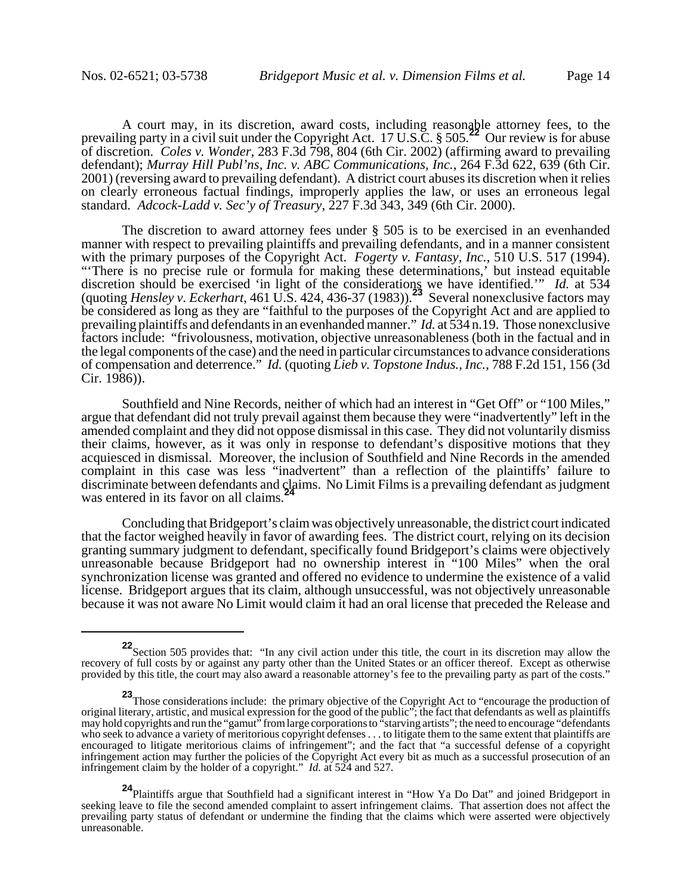A court may, in its discretion, award costs, including reasonable attorney fees, to the prevailing party in a civil suit under the Copyright Act. 17 U.S.C. § 505.[22] Our review is for abuse of discretion. *Coles v. Wonder*, 283 F.3d 798, 804 (6th Cir. 2002) (affirming award to prevailing defendant); *Murray Hill Publ'ns, Inc. v. ABC Communications, Inc.*, 264 F.3d 622, 639 (6th Cir. 2001) (reversing award to prevailing defendant). A district court abuses its discretion when it relies on clearly erroneous factual findings, improperly applies the law, or uses an erroneous legal standard. *Adcock-Ladd v. Sec'y of Treasury*, 227 F.3d 343, 349 (6th Cir. 2000).

The discretion to award attorney fees under § 505 is to be exercised in an evenhanded manner with respect to prevailing plaintiffs and prevailing defendants, and in a manner consistent with the primary purposes of the Copyright Act. *Fogerty v. Fantasy, Inc.*, 510 U.S. 517 (1994). "'There is no precise rule or formula for making these determinations,' but instead equitable discretion should be exercised 'in light of the considerations we have identified.'" *Id.* at 534 (quoting *Hensley v. Eckerhart*, 461 U.S. 424, 436-37 (1983)).[23] Several nonexclusive factors may be considered as long as they are "faithful to the purposes of the Copyright Act and are applied to prevailing plaintiffs and defendants in an evenhanded manner." *Id.* at 534 n.19. Those nonexclusive factors include: "frivolousness, motivation, objective unreasonableness (both in the factual and in the legal components of the case) and the need in particular circumstances to advance considerations of compensation and deterrence." *Id.* (quoting *Lieb v. Topstone Indus., Inc.*, 788 F.2d 151, 156 (3d Cir. 1986)).

Southfield and Nine Records, neither of which had an interest in "Get Off" or "100 Miles," argue that defendant did not truly prevail against them because they were "inadvertently" left in the amended complaint and they did not oppose dismissal in this case. They did not voluntarily dismiss their claims, however, as it was only in response to defendant's dispositive motions that they acquiesced in dismissal. Moreover, the inclusion of Southfield and Nine Records in the amended complaint in this case was less "inadvertent" than a reflection of the plaintiffs' failure to discriminate between defendants and claims. No Limit Films is a prevailing defendant as judgment was entered in its favor on all claims.[24]

Concluding that Bridgeport's claim was objectively unreasonable, the district court indicated that the factor weighed heavily in favor of awarding fees. The district court, relying on its decision granting summary judgment to defendant, specifically found Bridgeport's claims were objectively unreasonable because Bridgeport had no ownership interest in "100 Miles" when the oral synchronization license was granted and offered no evidence to undermine the existence of a valid license. Bridgeport argues that its claim, although unsuccessful, was not objectively unreasonable because it was not aware No Limit would claim it had an oral license that preceded the Release and

---

[22] Section 505 provides that: "In any civil action under this title, the court in its discretion may allow the recovery of full costs by or against any party other than the United States or an officer thereof. Except as otherwise provided by this title, the court may also award a reasonable attorney's fee to the prevailing party as part of the costs."

[23] Those considerations include: the primary objective of the Copyright Act to "encourage the production of original literary, artistic, and musical expression for the good of the public"; the fact that defendants as well as plaintiffs may hold copyrights and run the "gamut" from large corporations to "starving artists"; the need to encourage "defendants who seek to advance a variety of meritorious copyright defenses . . . to litigate them to the same extent that plaintiffs are encouraged to litigate meritorious claims of infringement"; and the fact that "a successful defense of a copyright infringement action may further the policies of the Copyright Act every bit as much as a successful prosecution of an infringement claim by the holder of a copyright." *Id.* at 524 and 527.

[24] Plaintiffs argue that Southfield had a significant interest in "How Ya Do Dat" and joined Bridgeport in seeking leave to file the second amended complaint to assert infringement claims. That assertion does not affect the prevailing party status of defendant or undermine the finding that the claims which were asserted were objectively unreasonable.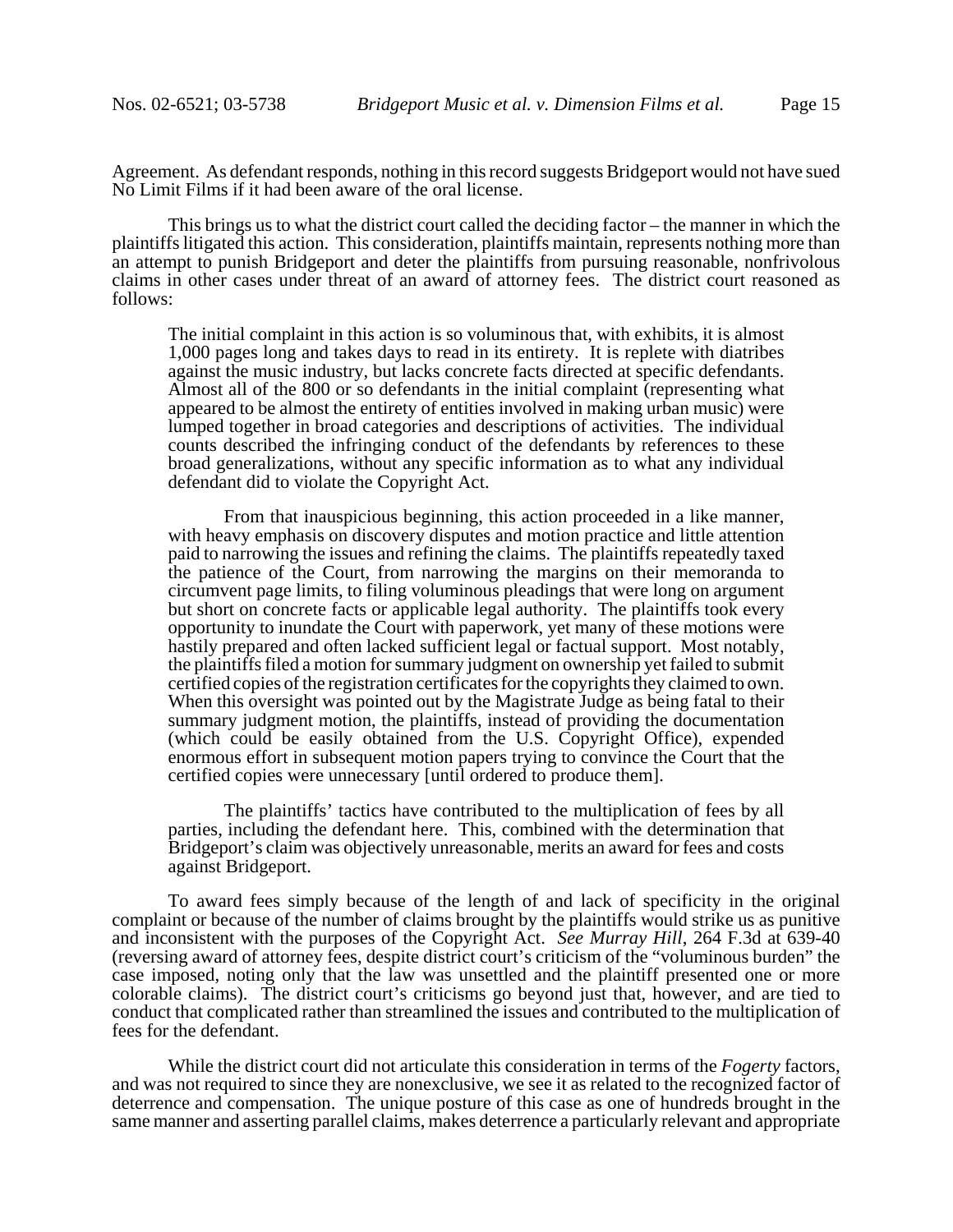Agreement. As defendant responds, nothing in this record suggests Bridgeport would not have sued No Limit Films if it had been aware of the oral license.

This brings us to what the district court called the deciding factor – the manner in which the plaintiffs litigated this action. This consideration, plaintiffs maintain, represents nothing more than an attempt to punish Bridgeport and deter the plaintiffs from pursuing reasonable, nonfrivolous claims in other cases under threat of an award of attorney fees. The district court reasoned as follows:

> The initial complaint in this action is so voluminous that, with exhibits, it is almost 1,000 pages long and takes days to read in its entirety. It is replete with diatribes against the music industry, but lacks concrete facts directed at specific defendants. Almost all of the 800 or so defendants in the initial complaint (representing what appeared to be almost the entirety of entities involved in making urban music) were lumped together in broad categories and descriptions of activities. The individual counts described the infringing conduct of the defendants by references to these broad generalizations, without any specific information as to what any individual defendant did to violate the Copyright Act.
>
> From that inauspicious beginning, this action proceeded in a like manner, with heavy emphasis on discovery disputes and motion practice and little attention paid to narrowing the issues and refining the claims. The plaintiffs repeatedly taxed the patience of the Court, from narrowing the margins on their memoranda to circumvent page limits, to filing voluminous pleadings that were long on argument but short on concrete facts or applicable legal authority. The plaintiffs took every opportunity to inundate the Court with paperwork, yet many of these motions were hastily prepared and often lacked sufficient legal or factual support. Most notably, the plaintiffs filed a motion for summary judgment on ownership yet failed to submit certified copies of the registration certificates for the copyrights they claimed to own. When this oversight was pointed out by the Magistrate Judge as being fatal to their summary judgment motion, the plaintiffs, instead of providing the documentation (which could be easily obtained from the U.S. Copyright Office), expended enormous effort in subsequent motion papers trying to convince the Court that the certified copies were unnecessary [until ordered to produce them].
>
> The plaintiffs' tactics have contributed to the multiplication of fees by all parties, including the defendant here. This, combined with the determination that Bridgeport's claim was objectively unreasonable, merits an award for fees and costs against Bridgeport.

To award fees simply because of the length of and lack of specificity in the original complaint or because of the number of claims brought by the plaintiffs would strike us as punitive and inconsistent with the purposes of the Copyright Act. *See Murray Hill*, 264 F.3d at 639-40 (reversing award of attorney fees, despite district court's criticism of the "voluminous burden" the case imposed, noting only that the law was unsettled and the plaintiff presented one or more colorable claims). The district court's criticisms go beyond just that, however, and are tied to conduct that complicated rather than streamlined the issues and contributed to the multiplication of fees for the defendant.

While the district court did not articulate this consideration in terms of the *Fogerty* factors, and was not required to since they are nonexclusive, we see it as related to the recognized factor of deterrence and compensation. The unique posture of this case as one of hundreds brought in the same manner and asserting parallel claims, makes deterrence a particularly relevant and appropriate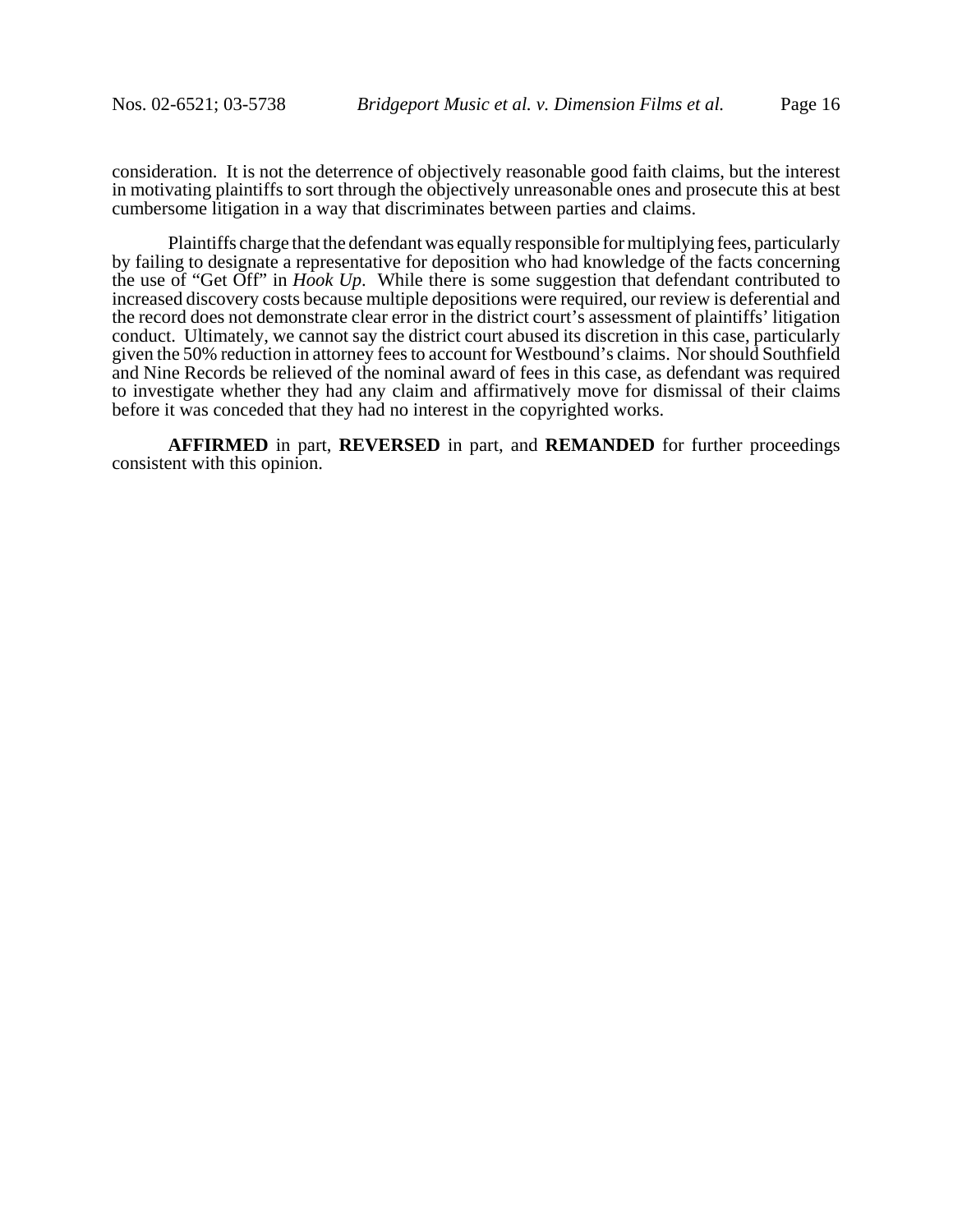consideration. It is not the deterrence of objectively reasonable good faith claims, but the interest in motivating plaintiffs to sort through the objectively unreasonable ones and prosecute this at best cumbersome litigation in a way that discriminates between parties and claims.

Plaintiffs charge that the defendant was equally responsible for multiplying fees, particularly by failing to designate a representative for deposition who had knowledge of the facts concerning the use of "Get Off" in *Hook Up*. While there is some suggestion that defendant contributed to increased discovery costs because multiple depositions were required, our review is deferential and the record does not demonstrate clear error in the district court's assessment of plaintiffs' litigation conduct. Ultimately, we cannot say the district court abused its discretion in this case, particularly given the 50% reduction in attorney fees to account for Westbound's claims. Nor should Southfield and Nine Records be relieved of the nominal award of fees in this case, as defendant was required to investigate whether they had any claim and affirmatively move for dismissal of their claims before it was conceded that they had no interest in the copyrighted works.

**AFFIRMED** in part, **REVERSED** in part, and **REMANDED** for further proceedings consistent with this opinion.